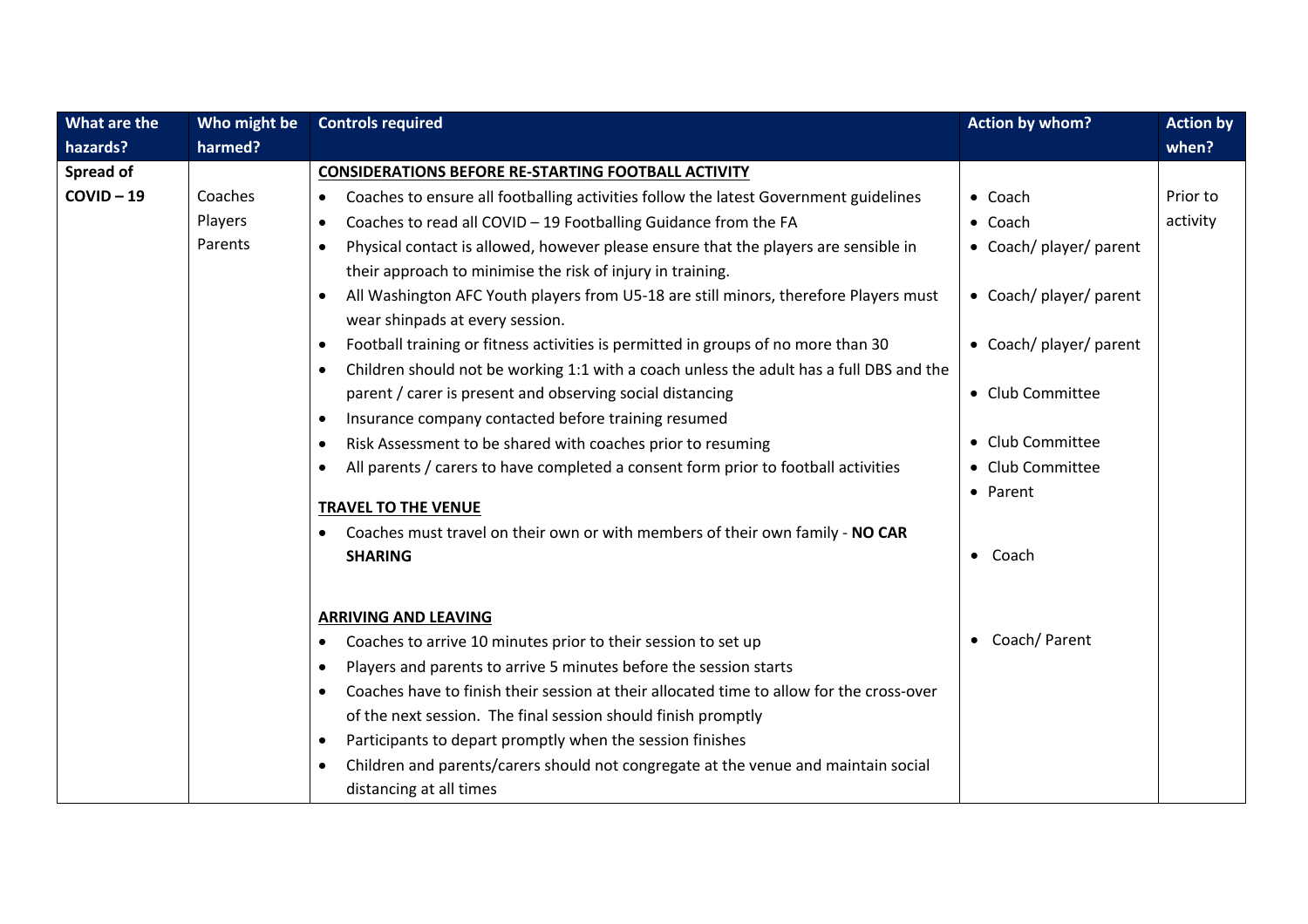| What are the hazards? | Who might be harmed? | Controls required | Action by whom? | Action by when? |
|---|---|---|---|---|
| **Spread of COVID – 19** | Coaches<br>Players<br>Parents | **CONSIDERATIONS BEFORE RE-STARTING FOOTBALL ACTIVITY**<br>• Coaches to ensure all footballing activities follow the latest Government guidelines<br>• Coaches to read all COVID – 19 Footballing Guidance from the FA<br>• Physical contact is allowed, however please ensure that the players are sensible in their approach to minimise the risk of injury in training.<br>• All Washington AFC Youth players from U5-18 are still minors, therefore Players must wear shinpads at every session.<br>• Football training or fitness activities is permitted in groups of no more than 30<br>• Children should not be working 1:1 with a coach unless the adult has a full DBS and the parent / carer is present and observing social distancing<br>• Insurance company contacted before training resumed<br>• Risk Assessment to be shared with coaches prior to resuming<br>• All parents / carers to have completed a consent form prior to football activities<br><br>**TRAVEL TO THE VENUE**<br>• Coaches must travel on their own or with members of their own family - **NO CAR SHARING**<br><br>**ARRIVING AND LEAVING**<br>• Coaches to arrive 10 minutes prior to their session to set up<br>• Players and parents to arrive 5 minutes before the session starts<br>• Coaches have to finish their session at their allocated time to allow for the cross-over of the next session. The final session should finish promptly<br>• Participants to depart promptly when the session finishes<br>• Children and parents/carers should not congregate at the venue and maintain social distancing at all times | • Coach<br>• Coach<br>• Coach/ player/ parent<br>• Coach/ player/ parent<br>• Coach/ player/ parent<br>• Club Committee<br>• Club Committee<br>• Club Committee<br>• Parent<br><br>• Coach<br><br>• Coach/ Parent | Prior to activity |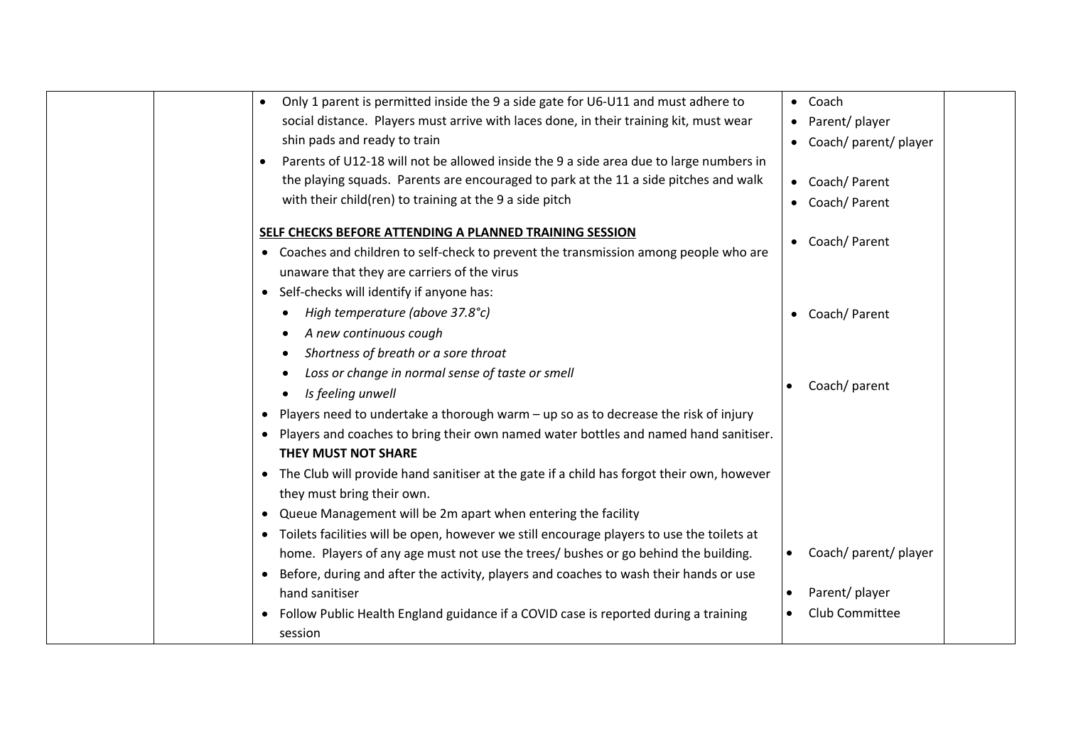| | | | | |
|---|---|---|---|---|
| | | • Only 1 parent is permitted inside the 9 a side gate for U6-U11 and must adhere to social distance. Players must arrive with laces done, in their training kit, must wear shin pads and ready to train<br>• Parents of U12-18 will not be allowed inside the 9 a side area due to large numbers in the playing squads. Parents are encouraged to park at the 11 a side pitches and walk with their child(ren) to training at the 9 a side pitch<br><br>**SELF CHECKS BEFORE ATTENDING A PLANNED TRAINING SESSION**<br>• Coaches and children to self-check to prevent the transmission among people who are unaware that they are carriers of the virus<br>• Self-checks will identify if anyone has:<br>  • *High temperature (above 37.8°c)*<br>  • *A new continuous cough*<br>  • *Shortness of breath or a sore throat*<br>  • *Loss or change in normal sense of taste or smell*<br>  • *Is feeling unwell*<br>• Players need to undertake a thorough warm – up so as to decrease the risk of injury<br>• Players and coaches to bring their own named water bottles and named hand sanitiser. **THEY MUST NOT SHARE**<br>• The Club will provide hand sanitiser at the gate if a child has forgot their own, however they must bring their own.<br>• Queue Management will be 2m apart when entering the facility<br>• Toilets facilities will be open, however we still encourage players to use the toilets at home. Players of any age must not use the trees/ bushes or go behind the building.<br>• Before, during and after the activity, players and coaches to wash their hands or use hand sanitiser<br>• Follow Public Health England guidance if a COVID case is reported during a training session | • Coach<br>• Parent/ player<br>• Coach/ parent/ player<br>• Coach/ Parent<br>• Coach/ Parent<br>• Coach/ Parent<br>• Coach/ Parent<br>• Coach/ parent<br>• Coach/ parent/ player<br>• Parent/ player<br>• Club Committee | |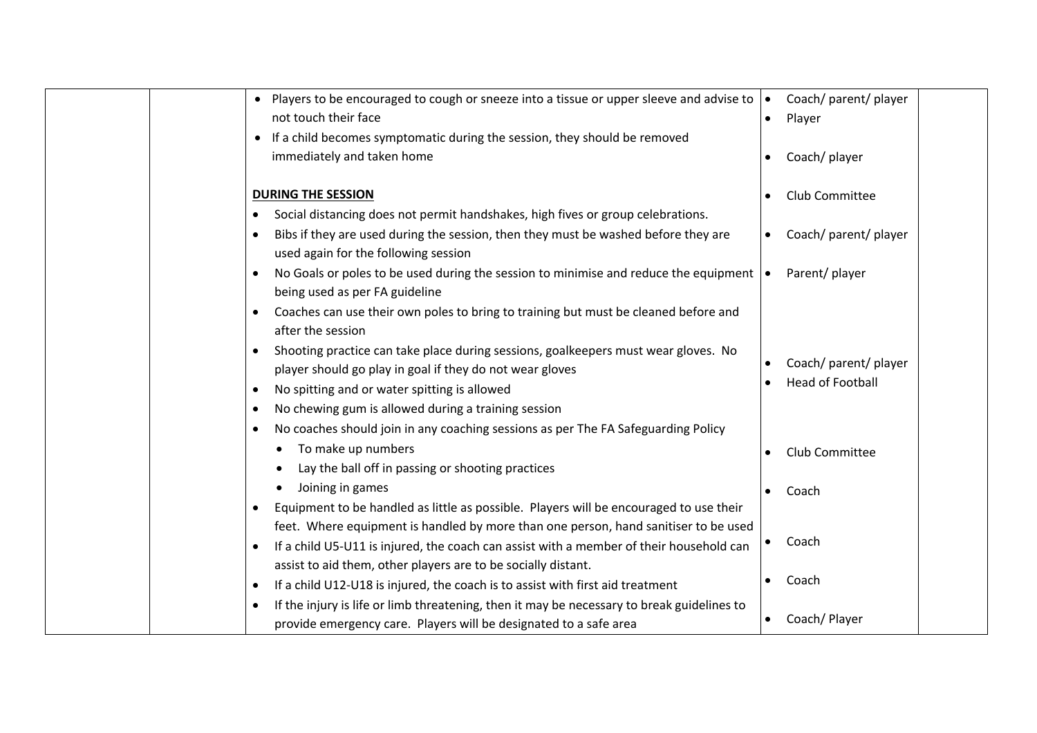| | | | | |
|---|---|---|---|---|
| | | • Players to be encouraged to cough or sneeze into a tissue or upper sleeve and advise to not touch their face | • Coach/ parent/ player<br>• Player | |
| | | • If a child becomes symptomatic during the session, they should be removed immediately and taken home | • Coach/ player | |
| | | **<u>DURING THE SESSION</u>** | • Club Committee | |
| | | • Social distancing does not permit handshakes, high fives or group celebrations. | | |
| | | • Bibs if they are used during the session, then they must be washed before they are used again for the following session | • Coach/ parent/ player | |
| | | • No Goals or poles to be used during the session to minimise and reduce the equipment being used as per FA guideline | • Parent/ player | |
| | | • Coaches can use their own poles to bring to training but must be cleaned before and after the session | | |
| | | • Shooting practice can take place during sessions, goalkeepers must wear gloves. No player should go play in goal if they do not wear gloves | • Coach/ parent/ player | |
| | | • No spitting and or water spitting is allowed | • Head of Football | |
| | | • No chewing gum is allowed during a training session | | |
| | | • No coaches should join in any coaching sessions as per The FA Safeguarding Policy<br>&nbsp;&nbsp;&nbsp;&nbsp;• To make up numbers<br>&nbsp;&nbsp;&nbsp;&nbsp;• Lay the ball off in passing or shooting practices | • Club Committee | |
| | | &nbsp;&nbsp;&nbsp;&nbsp;• Joining in games | • Coach | |
| | | • Equipment to be handled as little as possible. Players will be encouraged to use their feet. Where equipment is handled by more than one person, hand sanitiser to be used | | |
| | | • If a child U5-U11 is injured, the coach can assist with a member of their household can assist to aid them, other players are to be socially distant. | • Coach | |
| | | • If a child U12-U18 is injured, the coach is to assist with first aid treatment | • Coach | |
| | | • If the injury is life or limb threatening, then it may be necessary to break guidelines to provide emergency care. Players will be designated to a safe area | • Coach/ Player | |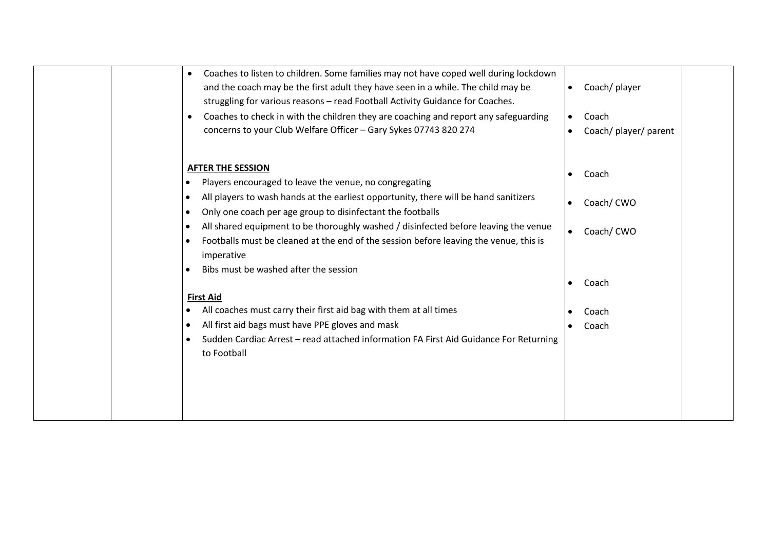| | | | | |
|---|---|---|---|---|
| | | • Coaches to listen to children. Some families may not have coped well during lockdown and the coach may be the first adult they have seen in a while. The child may be struggling for various reasons – read Football Activity Guidance for Coaches.<br>• Coaches to check in with the children they are coaching and report any safeguarding concerns to your Club Welfare Officer – Gary Sykes 07743 820 274<br><br>**AFTER THE SESSION**<br>• Players encouraged to leave the venue, no congregating<br>• All players to wash hands at the earliest opportunity, there will be hand sanitizers<br>• Only one coach per age group to disinfectant the footballs<br>• All shared equipment to be thoroughly washed / disinfected before leaving the venue<br>• Footballs must be cleaned at the end of the session before leaving the venue, this is imperative<br>• Bibs must be washed after the session<br><br>**First Aid**<br>• All coaches must carry their first aid bag with them at all times<br>• All first aid bags must have PPE gloves and mask<br>• Sudden Cardiac Arrest – read attached information FA First Aid Guidance For Returning to Football | • Coach/ player<br>• Coach<br>• Coach/ player/ parent<br><br>• Coach<br>• Coach/ CWO<br>• Coach/ CWO<br><br>• Coach<br>• Coach<br>• Coach | |